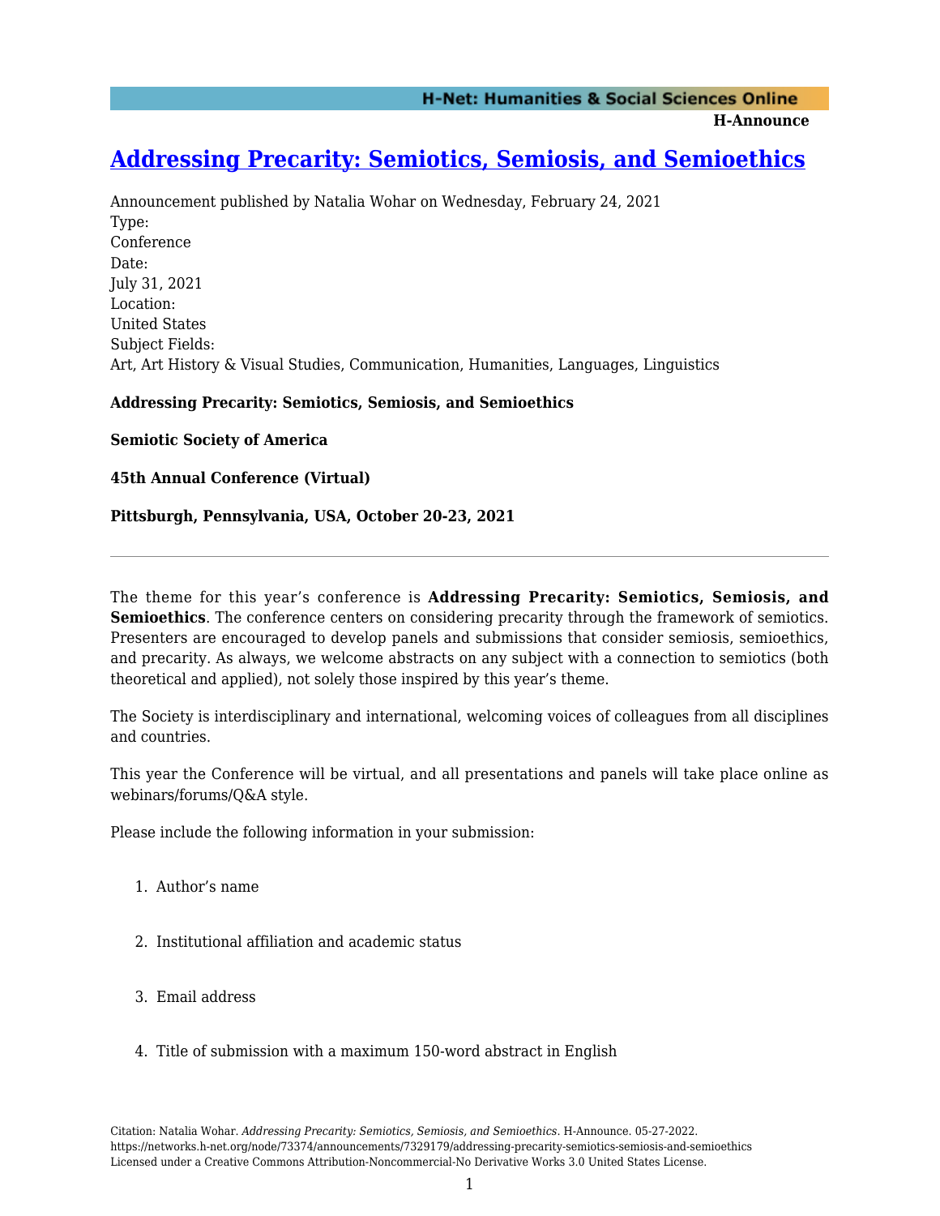# Addressing Precarity: Semiotics, Semiosis, and Semioethics

Announcement published by Natalia Wohar on Wednesday, February 24, 2021

Type:
Conference

Date:
July 31, 2021

Location:
United States

Subject Fields:
Art, Art History & Visual Studies, Communication, Humanities, Languages, Linguistics

**Addressing Precarity: Semiotics, Semiosis, and Semioethics**

**Semiotic Society of America**

**45th Annual Conference (Virtual)**

**Pittsburgh, Pennsylvania, USA, October 20-23, 2021**

---

The theme for this year's conference is **Addressing Precarity: Semiotics, Semiosis, and Semioethics**. The conference centers on considering precarity through the framework of semiotics. Presenters are encouraged to develop panels and submissions that consider semiosis, semioethics, and precarity. As always, we welcome abstracts on any subject with a connection to semiotics (both theoretical and applied), not solely those inspired by this year's theme.

The Society is interdisciplinary and international, welcoming voices of colleagues from all disciplines and countries.

This year the Conference will be virtual, and all presentations and panels will take place online as webinars/forums/Q&A style.

Please include the following information in your submission:

1. Author's name
2. Institutional affiliation and academic status
3. Email address
4. Title of submission with a maximum 150-word abstract in English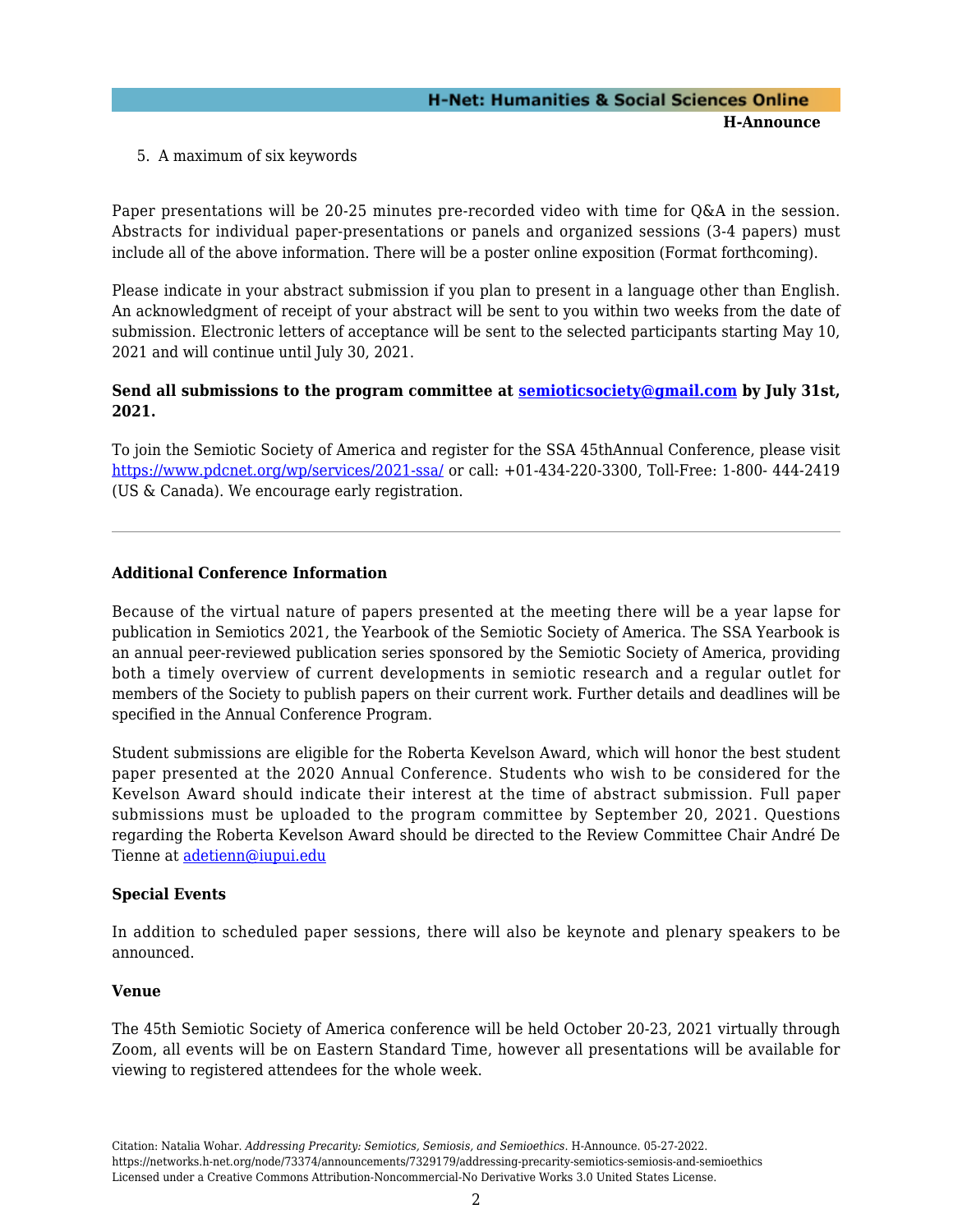5. A maximum of six keywords

Paper presentations will be 20-25 minutes pre-recorded video with time for Q&A in the session. Abstracts for individual paper-presentations or panels and organized sessions (3-4 papers) must include all of the above information. There will be a poster online exposition (Format forthcoming).

Please indicate in your abstract submission if you plan to present in a language other than English. An acknowledgment of receipt of your abstract will be sent to you within two weeks from the date of submission. Electronic letters of acceptance will be sent to the selected participants starting May 10, 2021 and will continue until July 30, 2021.

**Send all submissions to the program committee at [semioticsociety@gmail.com](mailto:semioticsociety@gmail.com) by July 31st, 2021.**

To join the Semiotic Society of America and register for the SSA 45thAnnual Conference, please visit [https://www.pdcnet.org/wp/services/2021-ssa/](https://www.pdcnet.org/wp/services/2021-ssa/) or call: +01-434-220-3300, Toll-Free: 1-800- 444-2419 (US & Canada). We encourage early registration.

---

**Additional Conference Information**

Because of the virtual nature of papers presented at the meeting there will be a year lapse for publication in Semiotics 2021, the Yearbook of the Semiotic Society of America. The SSA Yearbook is an annual peer-reviewed publication series sponsored by the Semiotic Society of America, providing both a timely overview of current developments in semiotic research and a regular outlet for members of the Society to publish papers on their current work. Further details and deadlines will be specified in the Annual Conference Program.

Student submissions are eligible for the Roberta Kevelson Award, which will honor the best student paper presented at the 2020 Annual Conference. Students who wish to be considered for the Kevelson Award should indicate their interest at the time of abstract submission. Full paper submissions must be uploaded to the program committee by September 20, 2021. Questions regarding the Roberta Kevelson Award should be directed to the Review Committee Chair André De Tienne at [adetienn@iupui.edu](mailto:adetienn@iupui.edu)

**Special Events**

In addition to scheduled paper sessions, there will also be keynote and plenary speakers to be announced.

**Venue**

The 45th Semiotic Society of America conference will be held October 20-23, 2021 virtually through Zoom, all events will be on Eastern Standard Time, however all presentations will be available for viewing to registered attendees for the whole week.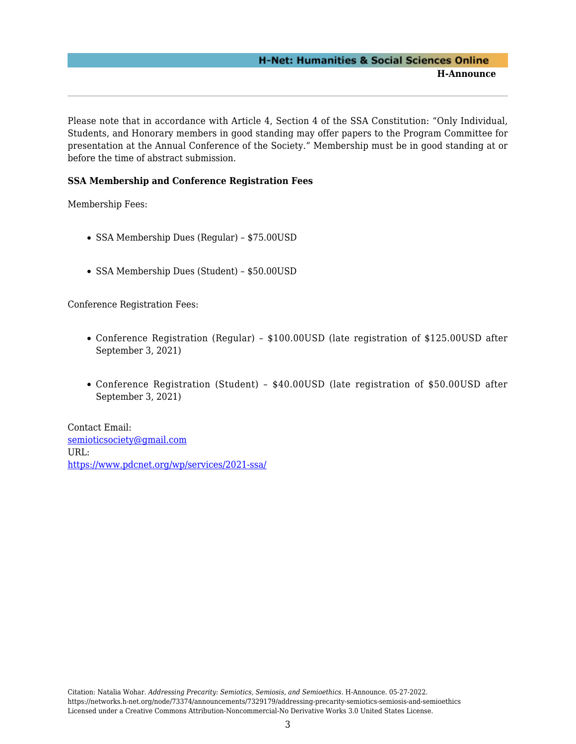Please note that in accordance with Article 4, Section 4 of the SSA Constitution: "Only Individual, Students, and Honorary members in good standing may offer papers to the Program Committee for presentation at the Annual Conference of the Society." Membership must be in good standing at or before the time of abstract submission.

**SSA Membership and Conference Registration Fees**

Membership Fees:

- SSA Membership Dues (Regular) – $75.00USD
- SSA Membership Dues (Student) – $50.00USD

Conference Registration Fees:

- Conference Registration (Regular) – $100.00USD (late registration of $125.00USD after September 3, 2021)
- Conference Registration (Student) – $40.00USD (late registration of $50.00USD after September 3, 2021)

Contact Email:
semioticsociety@gmail.com
URL:
https://www.pdcnet.org/wp/services/2021-ssa/

Citation: Natalia Wohar. *Addressing Precarity: Semiotics, Semiosis, and Semioethics*. H-Announce. 05-27-2022.
https://networks.h-net.org/node/73374/announcements/7329179/addressing-precarity-semiotics-semiosis-and-semioethics
Licensed under a Creative Commons Attribution-Noncommercial-No Derivative Works 3.0 United States License.